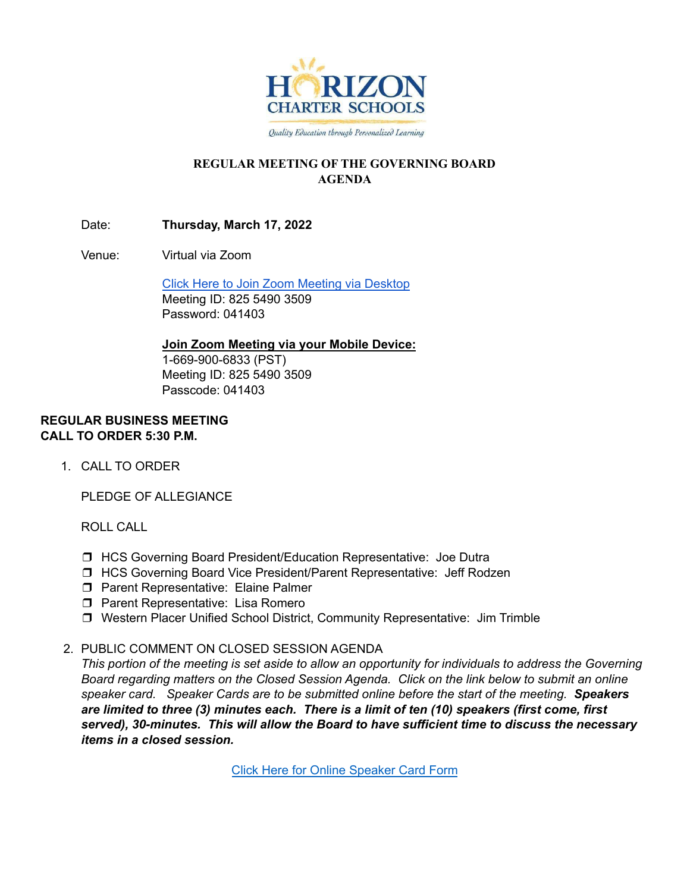HORIZON CHARTER SCHOOLS

*Quality Education through Personalized Learning*

# REGULAR MEETING OF THE GOVERNING BOARD AGENDA

Date: **Thursday, March 17, 2022**

Venue: Virtual via Zoom

[Click Here to Join Zoom Meeting via Desktop]
Meeting ID: 825 5490 3509
Password: 041403

**Join Zoom Meeting via your Mobile Device:**
1-669-900-6833 (PST)
Meeting ID: 825 5490 3509
Passcode: 041403

**REGULAR BUSINESS MEETING**
**CALL TO ORDER 5:30 P.M.**

1. CALL TO ORDER

   PLEDGE OF ALLEGIANCE

   ROLL CALL

   - ❒ HCS Governing Board President/Education Representative: Joe Dutra
   - ❒ HCS Governing Board Vice President/Parent Representative: Jeff Rodzen
   - ❒ Parent Representative: Elaine Palmer
   - ❒ Parent Representative: Lisa Romero
   - ❒ Western Placer Unified School District, Community Representative: Jim Trimble

2. PUBLIC COMMENT ON CLOSED SESSION AGENDA
   *This portion of the meeting is set aside to allow an opportunity for individuals to address the Governing Board regarding matters on the Closed Session Agenda. Click on the link below to submit an online speaker card. Speaker Cards are to be submitted online before the start of the meeting.* ***Speakers are limited to three (3) minutes each. There is a limit of ten (10) speakers (first come, first served), 30-minutes. This will allow the Board to have sufficient time to discuss the necessary items in a closed session.***

   [Click Here for Online Speaker Card Form]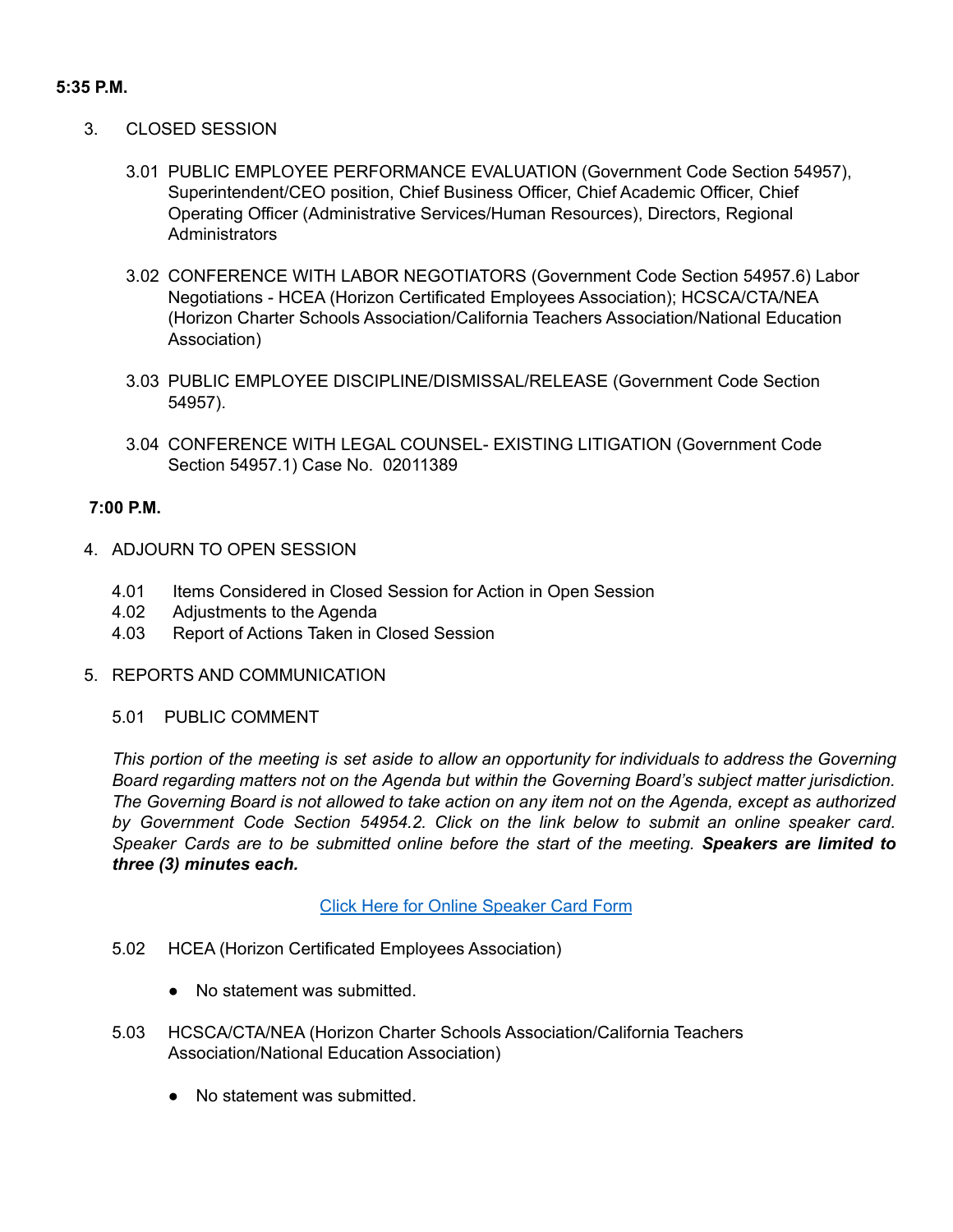**5:35 P.M.**

3. CLOSED SESSION

   3.01 PUBLIC EMPLOYEE PERFORMANCE EVALUATION (Government Code Section 54957), Superintendent/CEO position, Chief Business Officer, Chief Academic Officer, Chief Operating Officer (Administrative Services/Human Resources), Directors, Regional Administrators

   3.02 CONFERENCE WITH LABOR NEGOTIATORS (Government Code Section 54957.6) Labor Negotiations - HCEA (Horizon Certificated Employees Association); HCSCA/CTA/NEA (Horizon Charter Schools Association/California Teachers Association/National Education Association)

   3.03 PUBLIC EMPLOYEE DISCIPLINE/DISMISSAL/RELEASE (Government Code Section 54957).

   3.04 CONFERENCE WITH LEGAL COUNSEL- EXISTING LITIGATION (Government Code Section 54957.1) Case No. 02011389

**7:00 P.M.**

4. ADJOURN TO OPEN SESSION

   4.01 Items Considered in Closed Session for Action in Open Session
   4.02 Adjustments to the Agenda
   4.03 Report of Actions Taken in Closed Session

5. REPORTS AND COMMUNICATION

   5.01 PUBLIC COMMENT

   *This portion of the meeting is set aside to allow an opportunity for individuals to address the Governing Board regarding matters not on the Agenda but within the Governing Board's subject matter jurisdiction. The Governing Board is not allowed to take action on any item not on the Agenda, except as authorized by Government Code Section 54954.2. Click on the link below to submit an online speaker card. Speaker Cards are to be submitted online before the start of the meeting.* ***Speakers are limited to three (3) minutes each.***

   Click Here for Online Speaker Card Form

   5.02 HCEA (Horizon Certificated Employees Association)

   - No statement was submitted.

   5.03 HCSCA/CTA/NEA (Horizon Charter Schools Association/California Teachers Association/National Education Association)

   - No statement was submitted.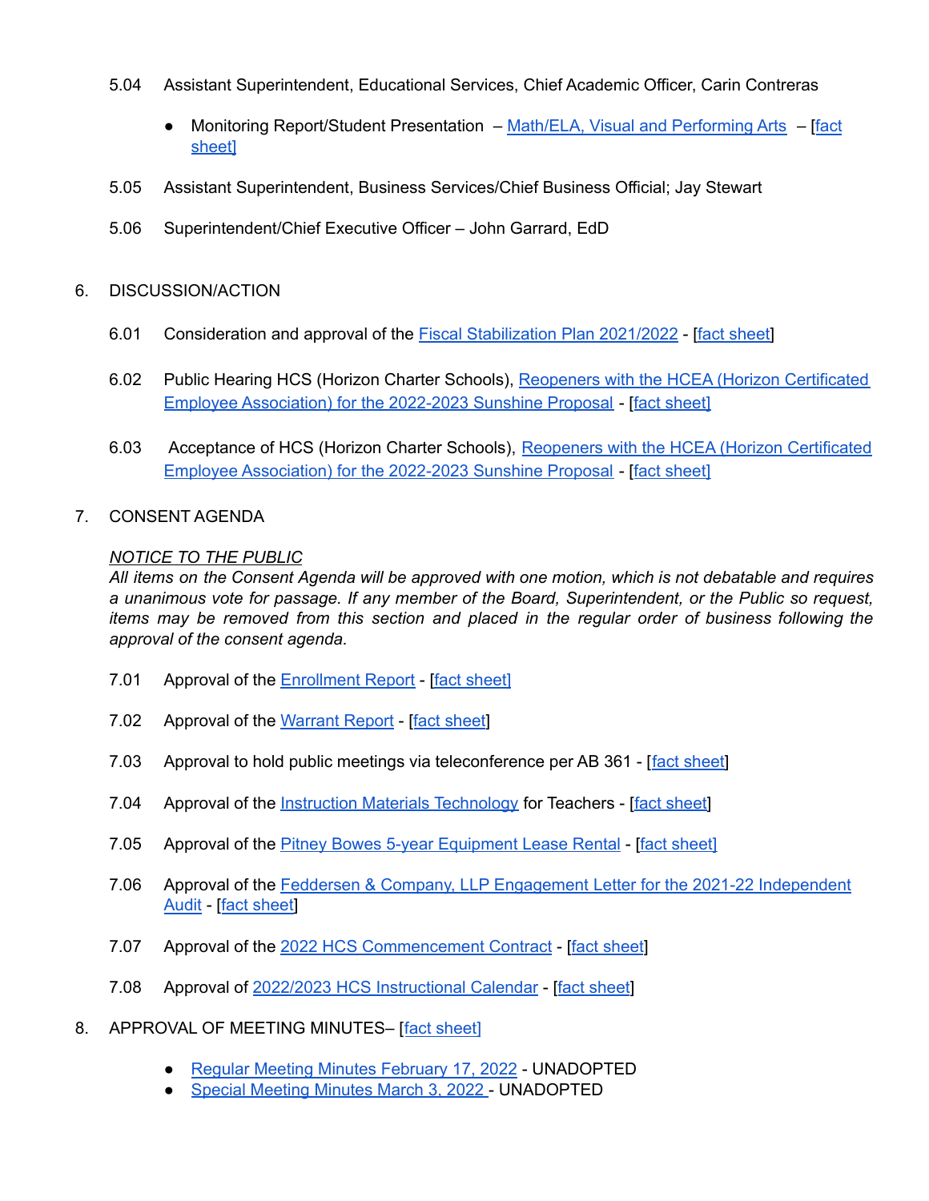5.04 Assistant Superintendent, Educational Services, Chief Academic Officer, Carin Contreras

- Monitoring Report/Student Presentation – Math/ELA, Visual and Performing Arts – [fact sheet]

5.05 Assistant Superintendent, Business Services/Chief Business Official; Jay Stewart

5.06 Superintendent/Chief Executive Officer – John Garrard, EdD

6. DISCUSSION/ACTION

6.01 Consideration and approval of the Fiscal Stabilization Plan 2021/2022 - [fact sheet]

6.02 Public Hearing HCS (Horizon Charter Schools), Reopeners with the HCEA (Horizon Certificated Employee Association) for the 2022-2023 Sunshine Proposal - [fact sheet]

6.03 Acceptance of HCS (Horizon Charter Schools), Reopeners with the HCEA (Horizon Certificated Employee Association) for the 2022-2023 Sunshine Proposal - [fact sheet]

7. CONSENT AGENDA

*NOTICE TO THE PUBLIC*
*All items on the Consent Agenda will be approved with one motion, which is not debatable and requires a unanimous vote for passage. If any member of the Board, Superintendent, or the Public so request, items may be removed from this section and placed in the regular order of business following the approval of the consent agenda.*

7.01 Approval of the Enrollment Report - [fact sheet]

7.02 Approval of the Warrant Report - [fact sheet]

7.03 Approval to hold public meetings via teleconference per AB 361 - [fact sheet]

7.04 Approval of the Instruction Materials Technology for Teachers - [fact sheet]

7.05 Approval of the Pitney Bowes 5-year Equipment Lease Rental - [fact sheet]

7.06 Approval of the Feddersen & Company, LLP Engagement Letter for the 2021-22 Independent Audit - [fact sheet]

7.07 Approval of the 2022 HCS Commencement Contract - [fact sheet]

7.08 Approval of 2022/2023 HCS Instructional Calendar - [fact sheet]

8. APPROVAL OF MEETING MINUTES– [fact sheet]

- Regular Meeting Minutes February 17, 2022 - UNADOPTED
- Special Meeting Minutes March 3, 2022 - UNADOPTED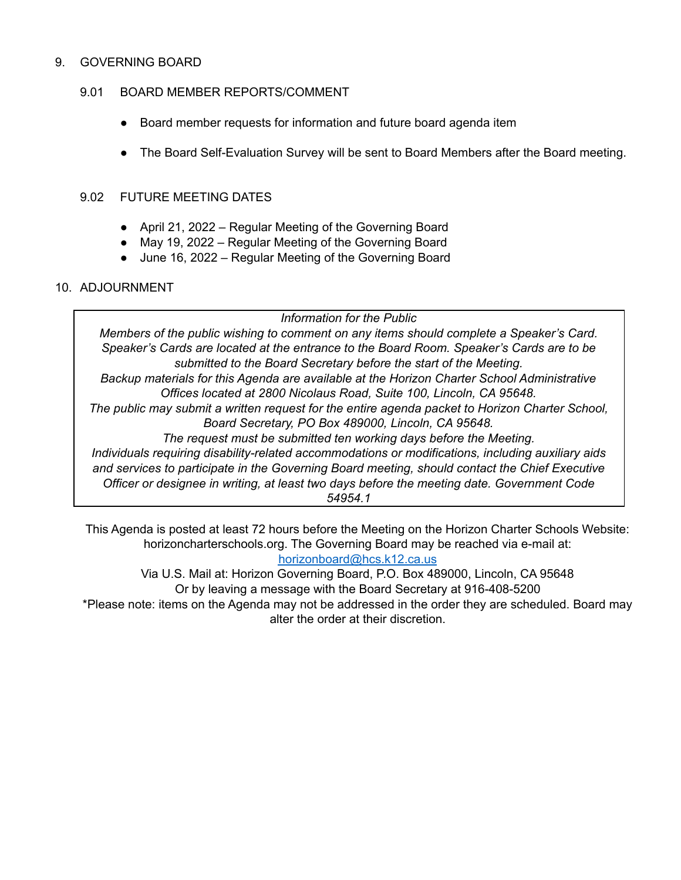9. GOVERNING BOARD

   9.01 BOARD MEMBER REPORTS/COMMENT

   - Board member requests for information and future board agenda item
   - The Board Self-Evaluation Survey will be sent to Board Members after the Board meeting.

   9.02 FUTURE MEETING DATES

   - April 21, 2022 – Regular Meeting of the Governing Board
   - May 19, 2022 – Regular Meeting of the Governing Board
   - June 16, 2022 – Regular Meeting of the Governing Board

10. ADJOURNMENT

*Information for the Public*
*Members of the public wishing to comment on any items should complete a Speaker's Card. Speaker's Cards are located at the entrance to the Board Room. Speaker's Cards are to be submitted to the Board Secretary before the start of the Meeting.*
*Backup materials for this Agenda are available at the Horizon Charter School Administrative Offices located at 2800 Nicolaus Road, Suite 100, Lincoln, CA 95648.*
*The public may submit a written request for the entire agenda packet to Horizon Charter School, Board Secretary, PO Box 489000, Lincoln, CA 95648.*
*The request must be submitted ten working days before the Meeting.*
*Individuals requiring disability-related accommodations or modifications, including auxiliary aids and services to participate in the Governing Board meeting, should contact the Chief Executive Officer or designee in writing, at least two days before the meeting date. Government Code 54954.1*

This Agenda is posted at least 72 hours before the Meeting on the Horizon Charter Schools Website: horizoncharterschools.org. The Governing Board may be reached via e-mail at: horizonboard@hcs.k12.ca.us
Via U.S. Mail at: Horizon Governing Board, P.O. Box 489000, Lincoln, CA 95648
Or by leaving a message with the Board Secretary at 916-408-5200
*Please note: items on the Agenda may not be addressed in the order they are scheduled. Board may alter the order at their discretion.